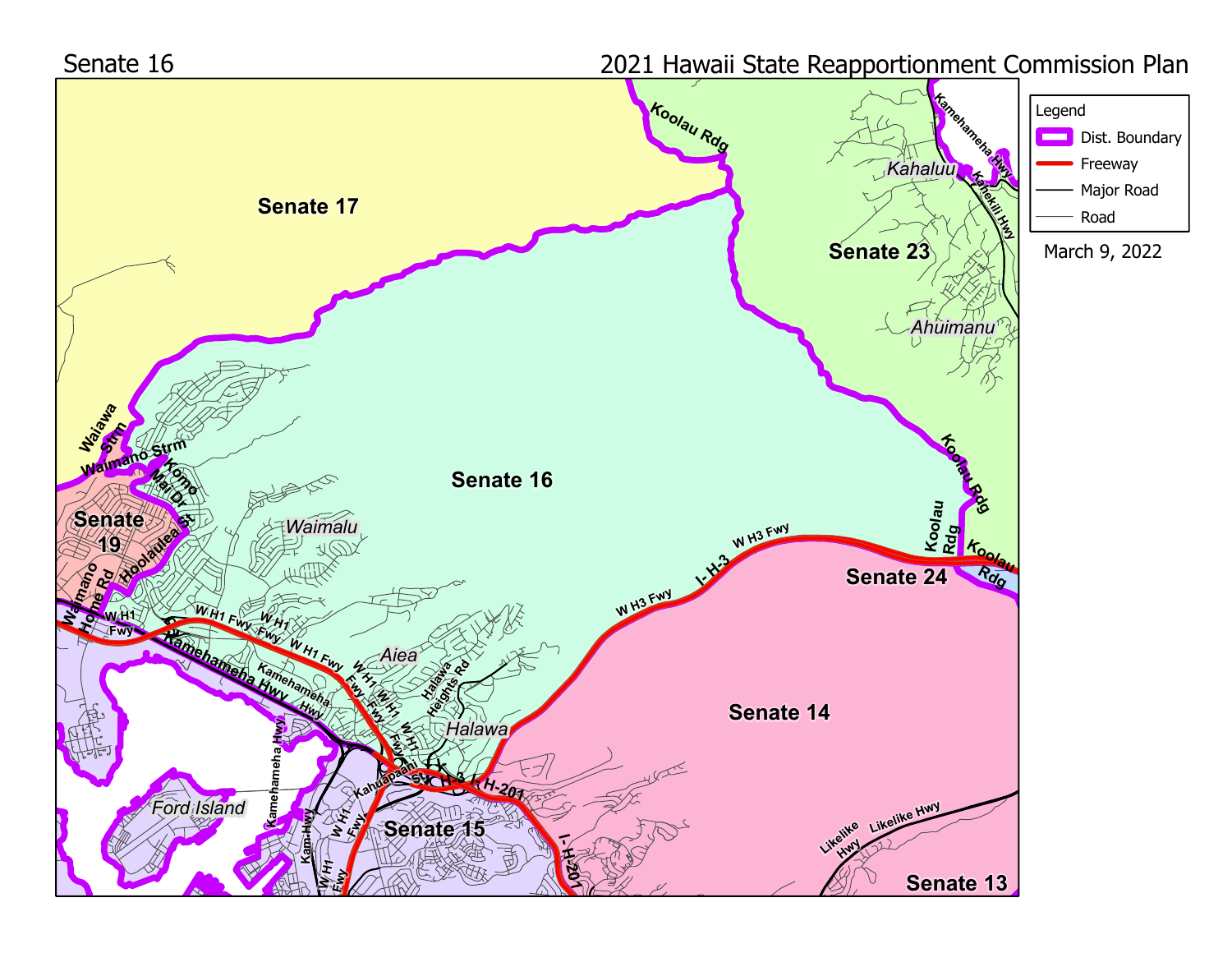Senate 16

2021 Hawaii State Reapportionment Commission Plan

March 9, 2022

**Legend**

- Dist. Boundary
- Freeway
- Major Road
- Road

Senate 17

Senate 16

Senate 23

Senate 19

Senate 24

Senate 14

Senate 15

Senate 13

Koolau Rdg

Kahaluu

Ahuimanu

Kamehameha Hwy

Kahekili Hwy

Waiawa Strm

Waimano Strm

Komo Mai Dr

Hoolaulea St

Waimano Home Rd

Waimalu

Aiea

Halawa

Halawa Heights Rd

W H1 Fwy

Kamehameha Hwy

W H3 Fwy

I- H-3

I H-201

Kahuapaani St

Kam Hwy

Ford Island

Likelike Hwy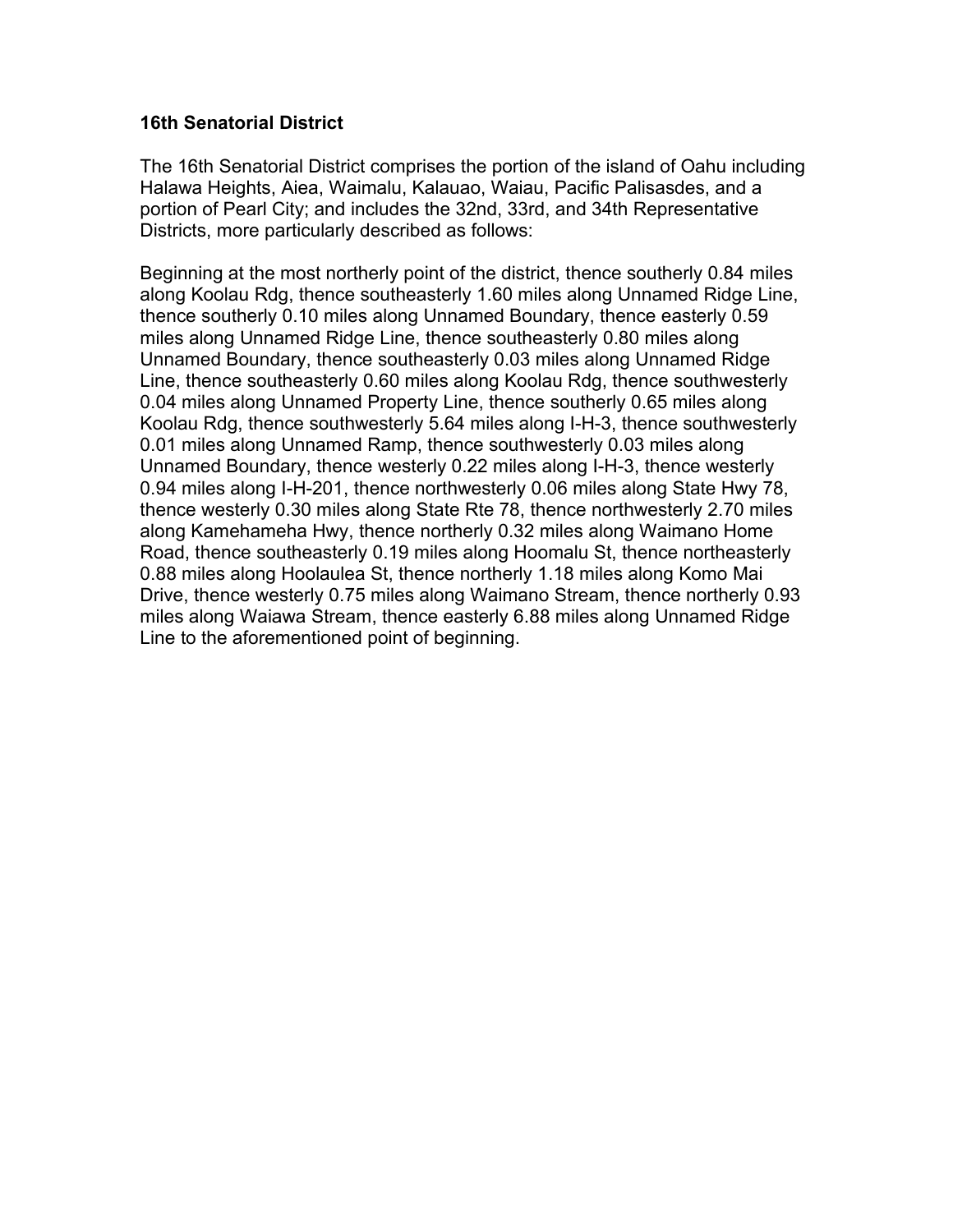**16th Senatorial District**

The 16th Senatorial District comprises the portion of the island of Oahu including Halawa Heights, Aiea, Waimalu, Kalauao, Waiau, Pacific Palisasdes, and a portion of Pearl City; and includes the 32nd, 33rd, and 34th Representative Districts, more particularly described as follows:

Beginning at the most northerly point of the district, thence southerly 0.84 miles along Koolau Rdg, thence southeasterly 1.60 miles along Unnamed Ridge Line, thence southerly 0.10 miles along Unnamed Boundary, thence easterly 0.59 miles along Unnamed Ridge Line, thence southeasterly 0.80 miles along Unnamed Boundary, thence southeasterly 0.03 miles along Unnamed Ridge Line, thence southeasterly 0.60 miles along Koolau Rdg, thence southwesterly 0.04 miles along Unnamed Property Line, thence southerly 0.65 miles along Koolau Rdg, thence southwesterly 5.64 miles along I-H-3, thence southwesterly 0.01 miles along Unnamed Ramp, thence southwesterly 0.03 miles along Unnamed Boundary, thence westerly 0.22 miles along I-H-3, thence westerly 0.94 miles along I-H-201, thence northwesterly 0.06 miles along State Hwy 78, thence westerly 0.30 miles along State Rte 78, thence northwesterly 2.70 miles along Kamehameha Hwy, thence northerly 0.32 miles along Waimano Home Road, thence southeasterly 0.19 miles along Hoomalu St, thence northeasterly 0.88 miles along Hoolaulea St, thence northerly 1.18 miles along Komo Mai Drive, thence westerly 0.75 miles along Waimano Stream, thence northerly 0.93 miles along Waiawa Stream, thence easterly 6.88 miles along Unnamed Ridge Line to the aforementioned point of beginning.